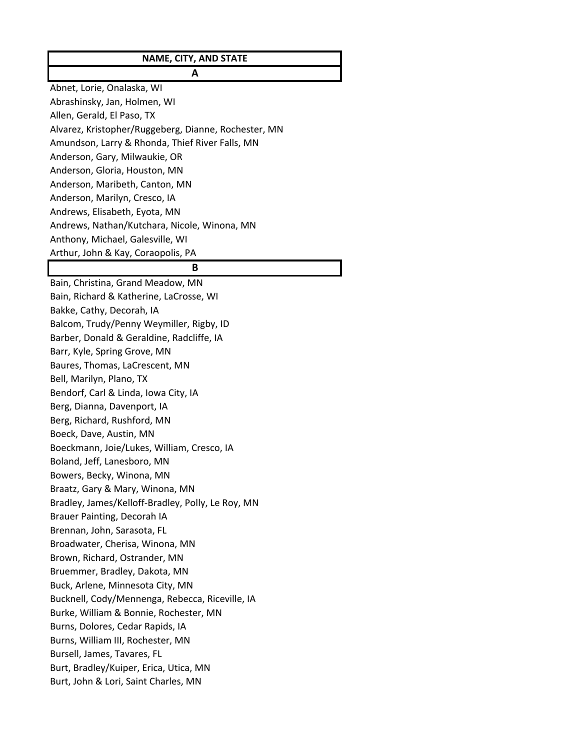| NAME, CITY, AND STATE |
|---|
| **A** |
| Abnet, Lorie, Onalaska, WI |
| Abrashinsky, Jan, Holmen, WI |
| Allen, Gerald, El Paso, TX |
| Alvarez, Kristopher/Ruggeberg, Dianne, Rochester, MN |
| Amundson, Larry & Rhonda, Thief River Falls, MN |
| Anderson, Gary, Milwaukie, OR |
| Anderson, Gloria, Houston, MN |
| Anderson, Maribeth, Canton, MN |
| Anderson, Marilyn, Cresco, IA |
| Andrews, Elisabeth, Eyota, MN |
| Andrews, Nathan/Kutchara, Nicole, Winona, MN |
| Anthony, Michael, Galesville, WI |
| Arthur, John & Kay, Coraopolis, PA |
| **B** |
| Bain, Christina, Grand Meadow, MN |
| Bain, Richard & Katherine, LaCrosse, WI |
| Bakke, Cathy, Decorah, IA |
| Balcom, Trudy/Penny Weymiller, Rigby, ID |
| Barber, Donald & Geraldine, Radcliffe, IA |
| Barr, Kyle, Spring Grove, MN |
| Baures, Thomas, LaCrescent, MN |
| Bell, Marilyn, Plano, TX |
| Bendorf, Carl & Linda, Iowa City, IA |
| Berg, Dianna, Davenport, IA |
| Berg, Richard, Rushford, MN |
| Boeck, Dave, Austin, MN |
| Boeckmann, Joie/Lukes, William, Cresco, IA |
| Boland, Jeff, Lanesboro, MN |
| Bowers, Becky, Winona, MN |
| Braatz, Gary & Mary, Winona, MN |
| Bradley, James/Kelloff-Bradley, Polly, Le Roy, MN |
| Brauer Painting, Decorah IA |
| Brennan, John, Sarasota, FL |
| Broadwater, Cherisa, Winona, MN |
| Brown, Richard, Ostrander, MN |
| Bruemmer, Bradley, Dakota, MN |
| Buck, Arlene, Minnesota City, MN |
| Bucknell, Cody/Mennenga, Rebecca, Riceville, IA |
| Burke, William & Bonnie, Rochester, MN |
| Burns, Dolores, Cedar Rapids, IA |
| Burns, William III, Rochester, MN |
| Bursell, James, Tavares, FL |
| Burt, Bradley/Kuiper, Erica, Utica, MN |
| Burt, John & Lori, Saint Charles, MN |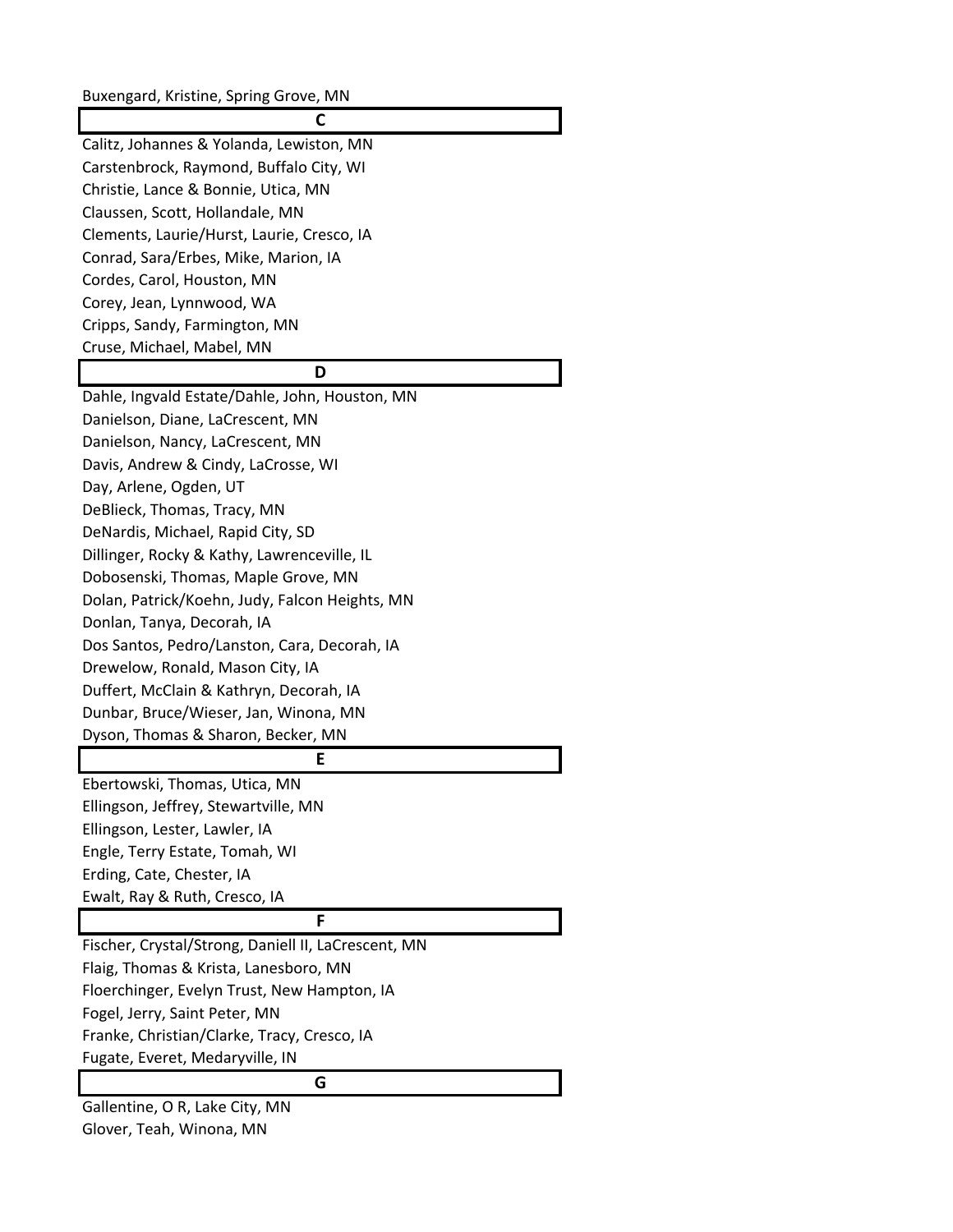Buxengard, Kristine, Spring Grove, MN

## C

Calitz, Johannes & Yolanda, Lewiston, MN
Carstenbrock, Raymond, Buffalo City, WI
Christie, Lance & Bonnie, Utica, MN
Claussen, Scott, Hollandale, MN
Clements, Laurie/Hurst, Laurie, Cresco, IA
Conrad, Sara/Erbes, Mike, Marion, IA
Cordes, Carol, Houston, MN
Corey, Jean, Lynnwood, WA
Cripps, Sandy, Farmington, MN
Cruse, Michael, Mabel, MN

## D

Dahle, Ingvald Estate/Dahle, John, Houston, MN
Danielson, Diane, LaCrescent, MN
Danielson, Nancy, LaCrescent, MN
Davis, Andrew & Cindy, LaCrosse, WI
Day, Arlene, Ogden, UT
DeBlieck, Thomas, Tracy, MN
DeNardis, Michael, Rapid City, SD
Dillinger, Rocky & Kathy, Lawrenceville, IL
Dobosenski, Thomas, Maple Grove, MN
Dolan, Patrick/Koehn, Judy, Falcon Heights, MN
Donlan, Tanya, Decorah, IA
Dos Santos, Pedro/Lanston, Cara, Decorah, IA
Drewelow, Ronald, Mason City, IA
Duffert, McClain & Kathryn, Decorah, IA
Dunbar, Bruce/Wieser, Jan, Winona, MN
Dyson, Thomas & Sharon, Becker, MN

## E

Ebertowski, Thomas, Utica, MN
Ellingson, Jeffrey, Stewartville, MN
Ellingson, Lester, Lawler, IA
Engle, Terry Estate, Tomah, WI
Erding, Cate, Chester, IA
Ewalt, Ray & Ruth, Cresco, IA

## F

Fischer, Crystal/Strong, Daniell II, LaCrescent, MN
Flaig, Thomas & Krista, Lanesboro, MN
Floerchinger, Evelyn Trust, New Hampton, IA
Fogel, Jerry, Saint Peter, MN
Franke, Christian/Clarke, Tracy, Cresco, IA
Fugate, Everet, Medaryville, IN

## G

Gallentine, O R, Lake City, MN
Glover, Teah, Winona, MN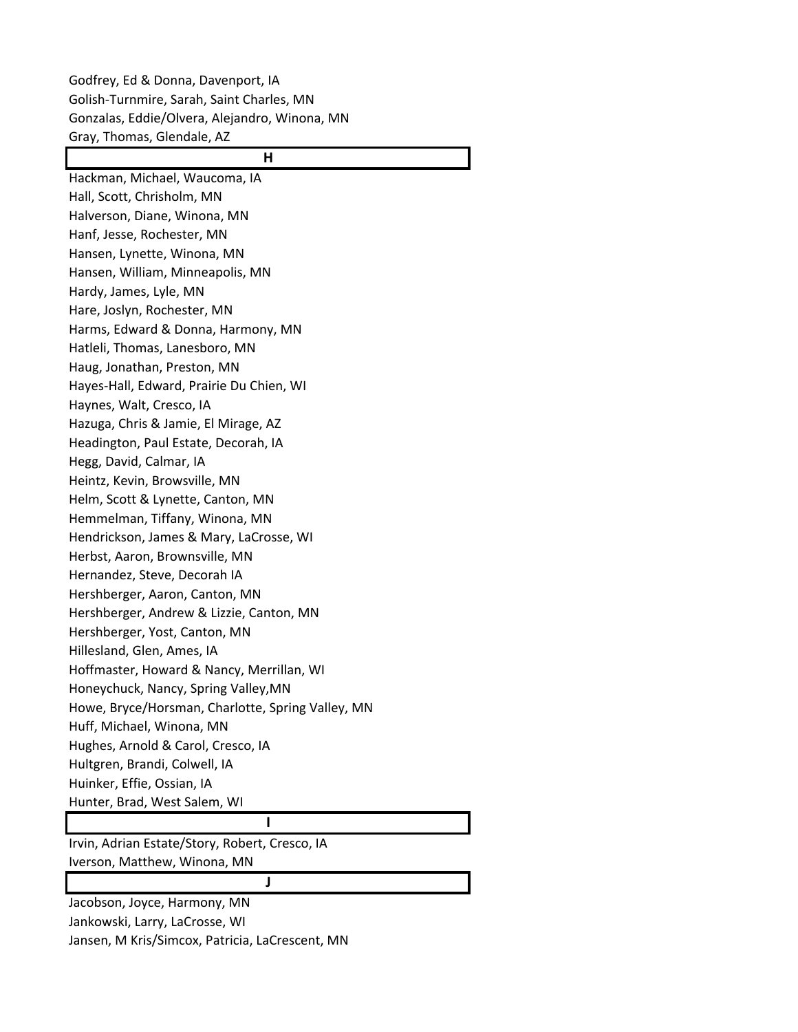Godfrey, Ed & Donna, Davenport, IA
Golish-Turnmire, Sarah, Saint Charles, MN
Gonzalas, Eddie/Olvera, Alejandro, Winona, MN
Gray, Thomas, Glendale, AZ

## H

Hackman, Michael, Waucoma, IA
Hall, Scott, Chrisholm, MN
Halverson, Diane, Winona, MN
Hanf, Jesse, Rochester, MN
Hansen, Lynette, Winona, MN
Hansen, William, Minneapolis, MN
Hardy, James, Lyle, MN
Hare, Joslyn, Rochester, MN
Harms, Edward & Donna, Harmony, MN
Hatleli, Thomas, Lanesboro, MN
Haug, Jonathan, Preston, MN
Hayes-Hall, Edward, Prairie Du Chien, WI
Haynes, Walt, Cresco, IA
Hazuga, Chris & Jamie, El Mirage, AZ
Headington, Paul Estate, Decorah, IA
Hegg, David, Calmar, IA
Heintz, Kevin, Browsville, MN
Helm, Scott & Lynette, Canton, MN
Hemmelman, Tiffany, Winona, MN
Hendrickson, James & Mary, LaCrosse, WI
Herbst, Aaron, Brownsville, MN
Hernandez, Steve, Decorah IA
Hershberger, Aaron, Canton, MN
Hershberger, Andrew & Lizzie, Canton, MN
Hershberger, Yost, Canton, MN
Hillesland, Glen, Ames, IA
Hoffmaster, Howard & Nancy, Merrillan, WI
Honeychuck, Nancy, Spring Valley,MN
Howe, Bryce/Horsman, Charlotte, Spring Valley, MN
Huff, Michael, Winona, MN
Hughes, Arnold & Carol, Cresco, IA
Hultgren, Brandi, Colwell, IA
Huinker, Effie, Ossian, IA
Hunter, Brad, West Salem, WI

## I

Irvin, Adrian Estate/Story, Robert, Cresco, IA
Iverson, Matthew, Winona, MN

## J

Jacobson, Joyce, Harmony, MN
Jankowski, Larry, LaCrosse, WI
Jansen, M Kris/Simcox, Patricia, LaCrescent, MN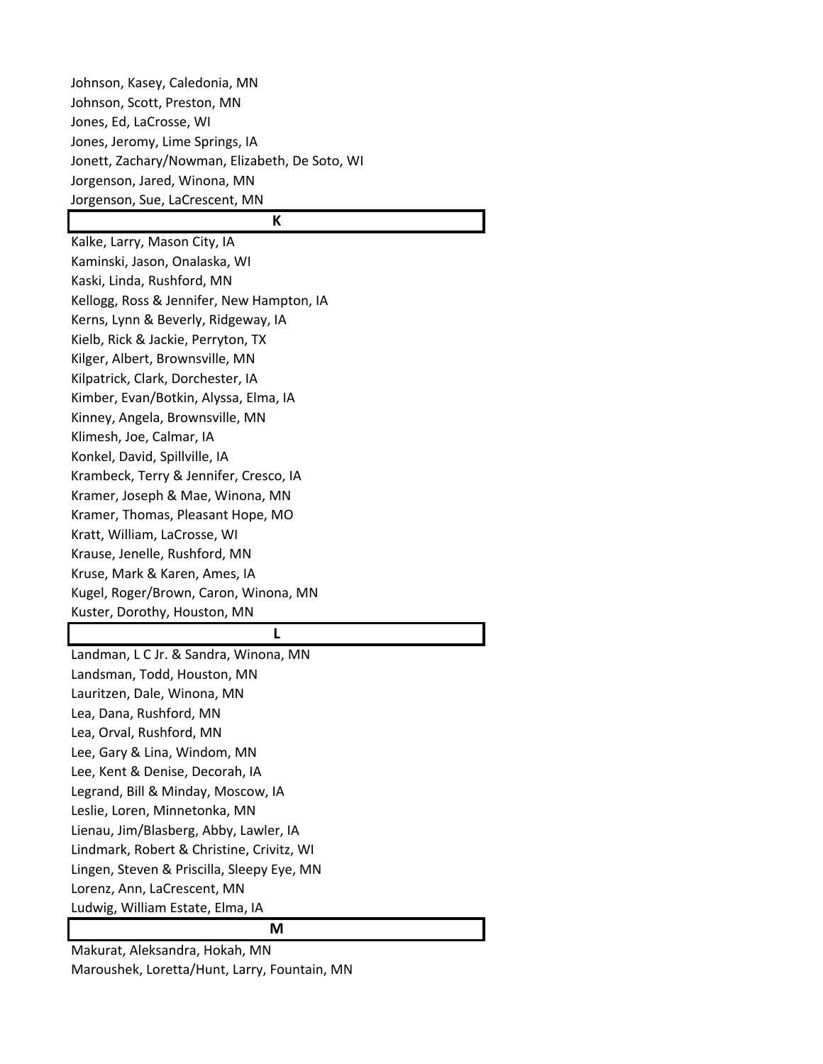Johnson, Kasey, Caledonia, MN
Johnson, Scott, Preston, MN
Jones, Ed, LaCrosse, WI
Jones, Jeromy, Lime Springs, IA
Jonett, Zachary/Nowman, Elizabeth, De Soto, WI
Jorgenson, Jared, Winona, MN
Jorgenson, Sue, LaCrescent, MN

## K

Kalke, Larry, Mason City, IA
Kaminski, Jason, Onalaska, WI
Kaski, Linda, Rushford, MN
Kellogg, Ross & Jennifer, New Hampton, IA
Kerns, Lynn & Beverly, Ridgeway, IA
Kielb, Rick & Jackie, Perryton, TX
Kilger, Albert, Brownsville, MN
Kilpatrick, Clark, Dorchester, IA
Kimber, Evan/Botkin, Alyssa, Elma, IA
Kinney, Angela, Brownsville, MN
Klimesh, Joe, Calmar, IA
Konkel, David, Spillville, IA
Krambeck, Terry & Jennifer, Cresco, IA
Kramer, Joseph & Mae, Winona, MN
Kramer, Thomas, Pleasant Hope, MO
Kratt, William, LaCrosse, WI
Krause, Jenelle, Rushford, MN
Kruse, Mark & Karen, Ames, IA
Kugel, Roger/Brown, Caron, Winona, MN
Kuster, Dorothy, Houston, MN

## L

Landman, L C Jr. & Sandra, Winona, MN
Landsman, Todd, Houston, MN
Lauritzen, Dale, Winona, MN
Lea, Dana, Rushford, MN
Lea, Orval, Rushford, MN
Lee, Gary & Lina, Windom, MN
Lee, Kent & Denise, Decorah, IA
Legrand, Bill & Minday, Moscow, IA
Leslie, Loren, Minnetonka, MN
Lienau, Jim/Blasberg, Abby, Lawler, IA
Lindmark, Robert & Christine, Crivitz, WI
Lingen, Steven & Priscilla, Sleepy Eye, MN
Lorenz, Ann, LaCrescent, MN
Ludwig, William Estate, Elma, IA

## M

Makurat, Aleksandra, Hokah, MN
Maroushek, Loretta/Hunt, Larry, Fountain, MN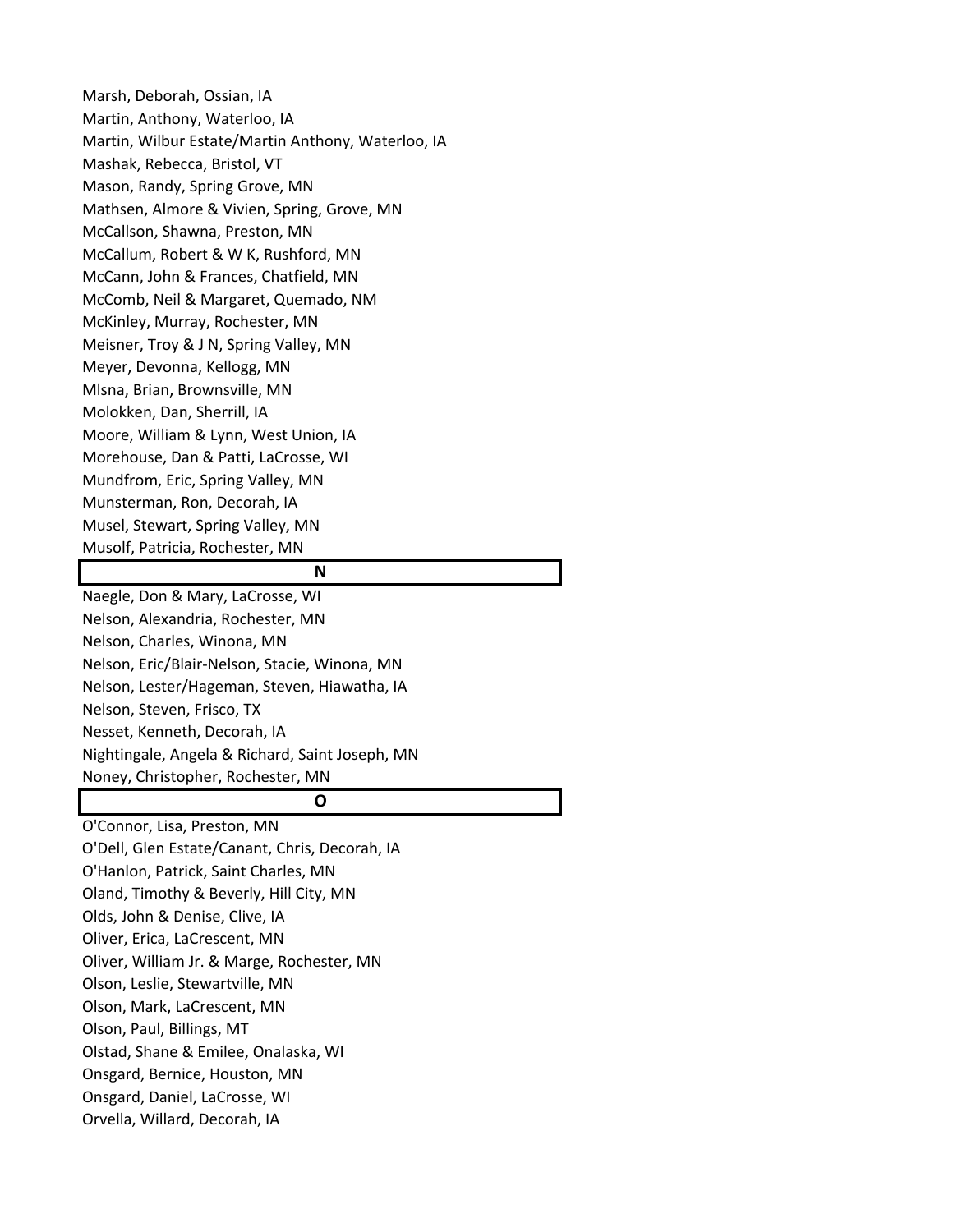Marsh, Deborah, Ossian, IA

Martin, Anthony, Waterloo, IA

Martin, Wilbur Estate/Martin Anthony, Waterloo, IA

Mashak, Rebecca, Bristol, VT

Mason, Randy, Spring Grove, MN

Mathsen, Almore & Vivien, Spring, Grove, MN

McCallson, Shawna, Preston, MN

McCallum, Robert & W K, Rushford, MN

McCann, John & Frances, Chatfield, MN

McComb, Neil & Margaret, Quemado, NM

McKinley, Murray, Rochester, MN

Meisner, Troy & J N, Spring Valley, MN

Meyer, Devonna, Kellogg, MN

Mlsna, Brian, Brownsville, MN

Molokken, Dan, Sherrill, IA

Moore, William & Lynn, West Union, IA

Morehouse, Dan & Patti, LaCrosse, WI

Mundfrom, Eric, Spring Valley, MN

Munsterman, Ron, Decorah, IA

Musel, Stewart, Spring Valley, MN

Musolf, Patricia, Rochester, MN

**N**

Naegle, Don & Mary, LaCrosse, WI

Nelson, Alexandria, Rochester, MN

Nelson, Charles, Winona, MN

Nelson, Eric/Blair-Nelson, Stacie, Winona, MN

Nelson, Lester/Hageman, Steven, Hiawatha, IA

Nelson, Steven, Frisco, TX

Nesset, Kenneth, Decorah, IA

Nightingale, Angela & Richard, Saint Joseph, MN

Noney, Christopher, Rochester, MN

**O**

O'Connor, Lisa, Preston, MN

O'Dell, Glen Estate/Canant, Chris, Decorah, IA

O'Hanlon, Patrick, Saint Charles, MN

Oland, Timothy & Beverly, Hill City, MN

Olds, John & Denise, Clive, IA

Oliver, Erica, LaCrescent, MN

Oliver, William Jr. & Marge, Rochester, MN

Olson, Leslie, Stewartville, MN

Olson, Mark, LaCrescent, MN

Olson, Paul, Billings, MT

Olstad, Shane & Emilee, Onalaska, WI

Onsgard, Bernice, Houston, MN

Onsgard, Daniel, LaCrosse, WI

Orvella, Willard, Decorah, IA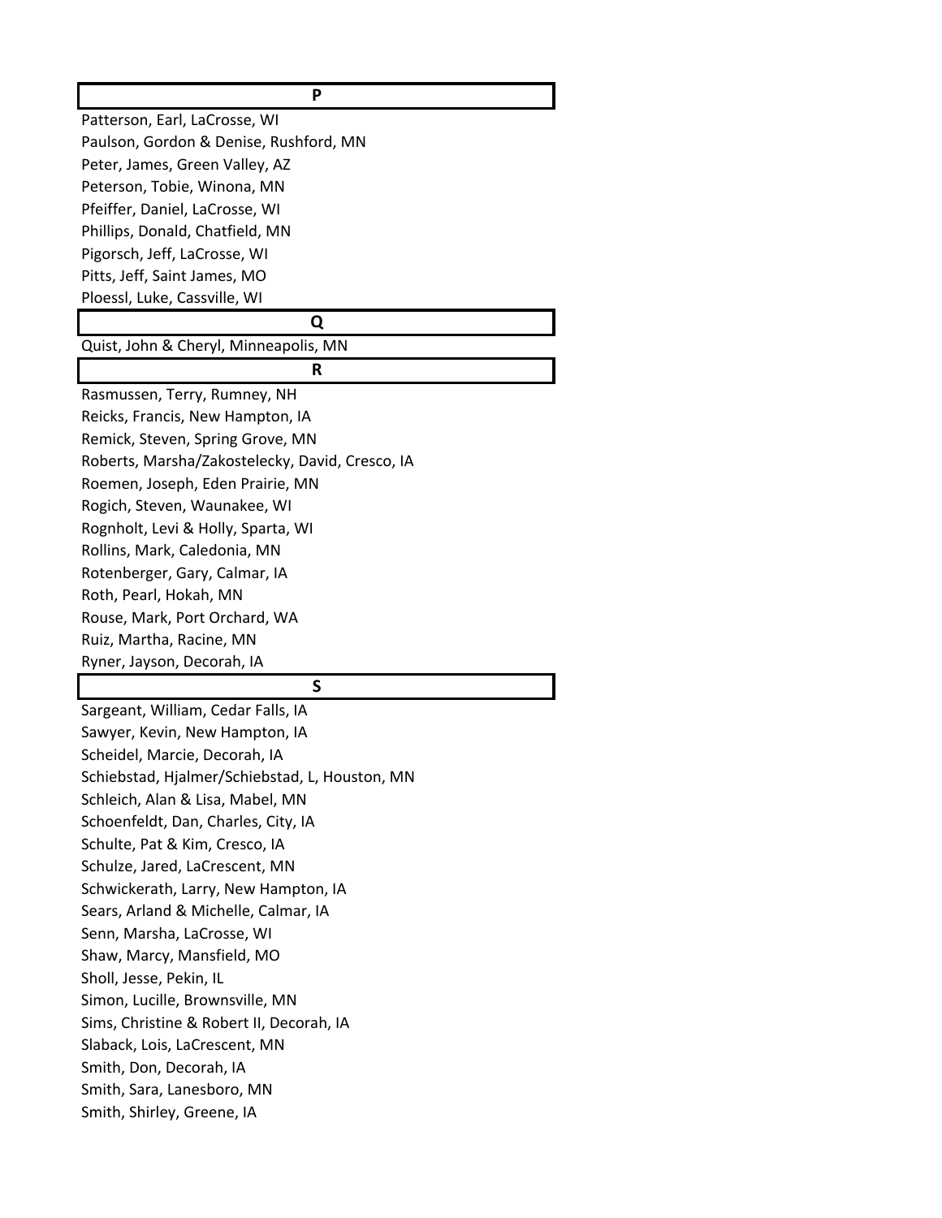## P

Patterson, Earl, LaCrosse, WI
Paulson, Gordon & Denise, Rushford, MN
Peter, James, Green Valley, AZ
Peterson, Tobie, Winona, MN
Pfeiffer, Daniel, LaCrosse, WI
Phillips, Donald, Chatfield, MN
Pigorsch, Jeff, LaCrosse, WI
Pitts, Jeff, Saint James, MO
Ploessl, Luke, Cassville, WI

## Q

Quist, John & Cheryl, Minneapolis, MN

## R

Rasmussen, Terry, Rumney, NH
Reicks, Francis, New Hampton, IA
Remick, Steven, Spring Grove, MN
Roberts, Marsha/Zakostelecky, David, Cresco, IA
Roemen, Joseph, Eden Prairie, MN
Rogich, Steven, Waunakee, WI
Rognholt, Levi & Holly, Sparta, WI
Rollins, Mark, Caledonia, MN
Rotenberger, Gary, Calmar, IA
Roth, Pearl, Hokah, MN
Rouse, Mark, Port Orchard, WA
Ruiz, Martha, Racine, MN
Ryner, Jayson, Decorah, IA

## S

Sargeant, William, Cedar Falls, IA
Sawyer, Kevin, New Hampton, IA
Scheidel, Marcie, Decorah, IA
Schiebstad, Hjalmer/Schiebstad, L, Houston, MN
Schleich, Alan & Lisa, Mabel, MN
Schoenfeldt, Dan, Charles, City, IA
Schulte, Pat & Kim, Cresco, IA
Schulze, Jared, LaCrescent, MN
Schwickerath, Larry, New Hampton, IA
Sears, Arland & Michelle, Calmar, IA
Senn, Marsha, LaCrosse, WI
Shaw, Marcy, Mansfield, MO
Sholl, Jesse, Pekin, IL
Simon, Lucille, Brownsville, MN
Sims, Christine & Robert II, Decorah, IA
Slaback, Lois, LaCrescent, MN
Smith, Don, Decorah, IA
Smith, Sara, Lanesboro, MN
Smith, Shirley, Greene, IA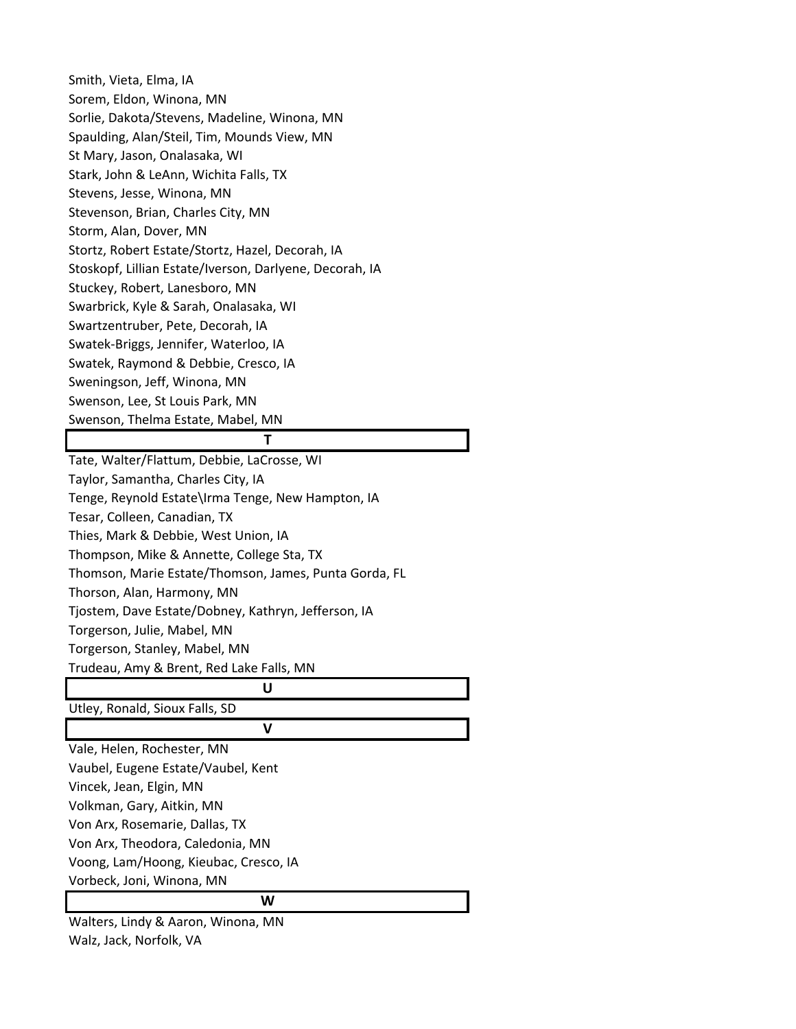Smith, Vieta, Elma, IA
Sorem, Eldon, Winona, MN
Sorlie, Dakota/Stevens, Madeline, Winona, MN
Spaulding, Alan/Steil, Tim, Mounds View, MN
St Mary, Jason, Onalasaka, WI
Stark, John & LeAnn, Wichita Falls, TX
Stevens, Jesse, Winona, MN
Stevenson, Brian, Charles City, MN
Storm, Alan, Dover, MN
Stortz, Robert Estate/Stortz, Hazel, Decorah, IA
Stoskopf, Lillian Estate/Iverson, Darlyene, Decorah, IA
Stuckey, Robert, Lanesboro, MN
Swarbrick, Kyle & Sarah, Onalasaka, WI
Swartzentruber, Pete, Decorah, IA
Swatek-Briggs, Jennifer, Waterloo, IA
Swatek, Raymond & Debbie, Cresco, IA
Sweningson, Jeff, Winona, MN
Swenson, Lee, St Louis Park, MN
Swenson, Thelma Estate, Mabel, MN

## T

Tate, Walter/Flattum, Debbie, LaCrosse, WI
Taylor, Samantha, Charles City, IA
Tenge, Reynold Estate\Irma Tenge, New Hampton, IA
Tesar, Colleen, Canadian, TX
Thies, Mark & Debbie, West Union, IA
Thompson, Mike & Annette, College Sta, TX
Thomson, Marie Estate/Thomson, James, Punta Gorda, FL
Thorson, Alan, Harmony, MN
Tjostem, Dave Estate/Dobney, Kathryn, Jefferson, IA
Torgerson, Julie, Mabel, MN
Torgerson, Stanley, Mabel, MN
Trudeau, Amy & Brent, Red Lake Falls, MN

## U

Utley, Ronald, Sioux Falls, SD

## V

Vale, Helen, Rochester, MN
Vaubel, Eugene Estate/Vaubel, Kent
Vincek, Jean, Elgin, MN
Volkman, Gary, Aitkin, MN
Von Arx, Rosemarie, Dallas, TX
Von Arx, Theodora, Caledonia, MN
Voong, Lam/Hoong, Kieubac, Cresco, IA
Vorbeck, Joni, Winona, MN

## W

Walters, Lindy & Aaron, Winona, MN
Walz, Jack, Norfolk, VA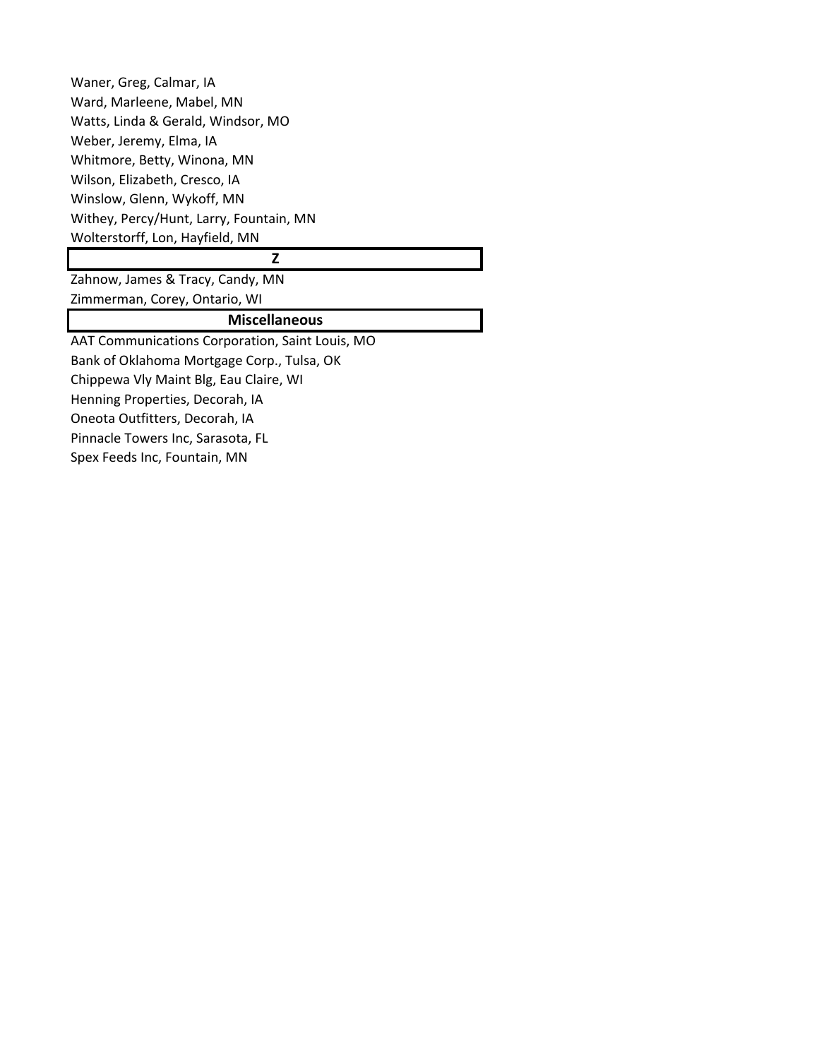Waner, Greg, Calmar, IA
Ward, Marleene, Mabel, MN
Watts, Linda & Gerald, Windsor, MO
Weber, Jeremy, Elma, IA
Whitmore, Betty, Winona, MN
Wilson, Elizabeth, Cresco, IA
Winslow, Glenn, Wykoff, MN
Withey, Percy/Hunt, Larry, Fountain, MN
Wolterstorff, Lon, Hayfield, MN

## Z

Zahnow, James & Tracy, Candy, MN
Zimmerman, Corey, Ontario, WI

## Miscellaneous

AAT Communications Corporation, Saint Louis, MO
Bank of Oklahoma Mortgage Corp., Tulsa, OK
Chippewa Vly Maint Blg, Eau Claire, WI
Henning Properties, Decorah, IA
Oneota Outfitters, Decorah, IA
Pinnacle Towers Inc, Sarasota, FL
Spex Feeds Inc, Fountain, MN